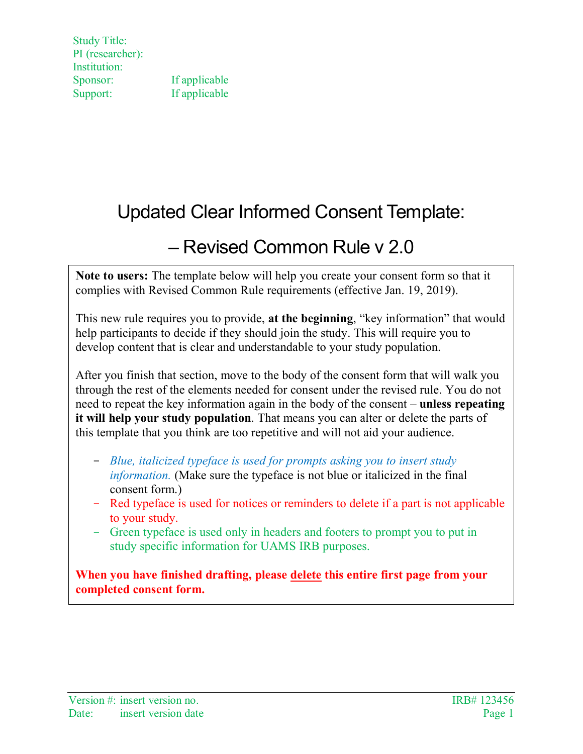Study Title:
PI (researcher):
Institution:
Sponsor: If applicable
Support: If applicable

# Updated Clear Informed Consent Template:

# – Revised Common Rule v 2.0

**Note to users:** The template below will help you create your consent form so that it complies with Revised Common Rule requirements (effective Jan. 19, 2019).

This new rule requires you to provide, **at the beginning**, "key information" that would help participants to decide if they should join the study. This will require you to develop content that is clear and understandable to your study population.

After you finish that section, move to the body of the consent form that will walk you through the rest of the elements needed for consent under the revised rule. You do not need to repeat the key information again in the body of the consent – **unless repeating it will help your study population**. That means you can alter or delete the parts of this template that you think are too repetitive and will not aid your audience.

- *Blue, italicized typeface is used for prompts asking you to insert study information.* (Make sure the typeface is not blue or italicized in the final consent form.)
- Red typeface is used for notices or reminders to delete if a part is not applicable to your study.
- Green typeface is used only in headers and footers to prompt you to put in study specific information for UAMS IRB purposes.

**When you have finished drafting, please delete this entire first page from your completed consent form.**

Version #: insert version no.
Date: insert version date
IRB# 123456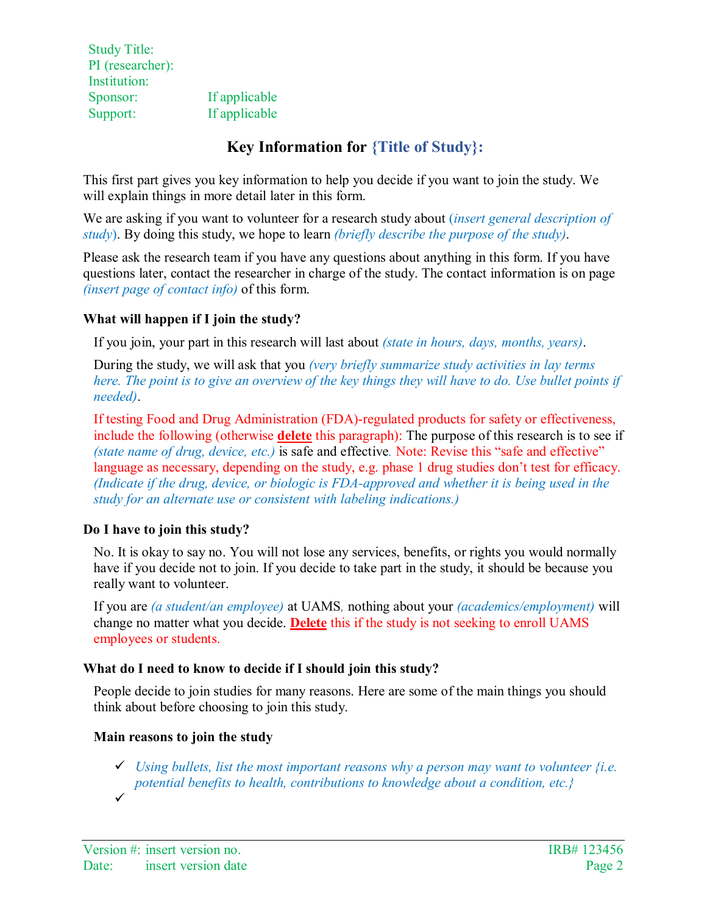Study Title:
PI (researcher):
Institution:
Sponsor: If applicable
Support: If applicable

## Key Information for {Title of Study}:

This first part gives you key information to help you decide if you want to join the study. We will explain things in more detail later in this form.

We are asking if you want to volunteer for a research study about (*insert general description of study*). By doing this study, we hope to learn *(briefly describe the purpose of the study)*.

Please ask the research team if you have any questions about anything in this form. If you have questions later, contact the researcher in charge of the study. The contact information is on page *(insert page of contact info)* of this form.

### What will happen if I join the study?

If you join, your part in this research will last about *(state in hours, days, months, years)*.

During the study, we will ask that you *(very briefly summarize study activities in lay terms here. The point is to give an overview of the key things they will have to do. Use bullet points if needed)*.

If testing Food and Drug Administration (FDA)-regulated products for safety or effectiveness, include the following (otherwise **delete** this paragraph): The purpose of this research is to see if *(state name of drug, device, etc.)* is safe and effective. Note: Revise this "safe and effective" language as necessary, depending on the study, e.g. phase 1 drug studies don't test for efficacy. *(Indicate if the drug, device, or biologic is FDA-approved and whether it is being used in the study for an alternate use or consistent with labeling indications.)*

### Do I have to join this study?

No. It is okay to say no. You will not lose any services, benefits, or rights you would normally have if you decide not to join. If you decide to take part in the study, it should be because you really want to volunteer.

If you are *(a student/an employee)* at UAMS, nothing about your *(academics/employment)* will change no matter what you decide. **Delete** this if the study is not seeking to enroll UAMS employees or students.

### What do I need to know to decide if I should join this study?

People decide to join studies for many reasons. Here are some of the main things you should think about before choosing to join this study.

#### Main reasons to join the study

- ✓ *Using bullets, list the most important reasons why a person may want to volunteer {i.e. potential benefits to health, contributions to knowledge about a condition, etc.}*
- ✓

Version #: insert version no.
Date: insert version date
IRB# 123456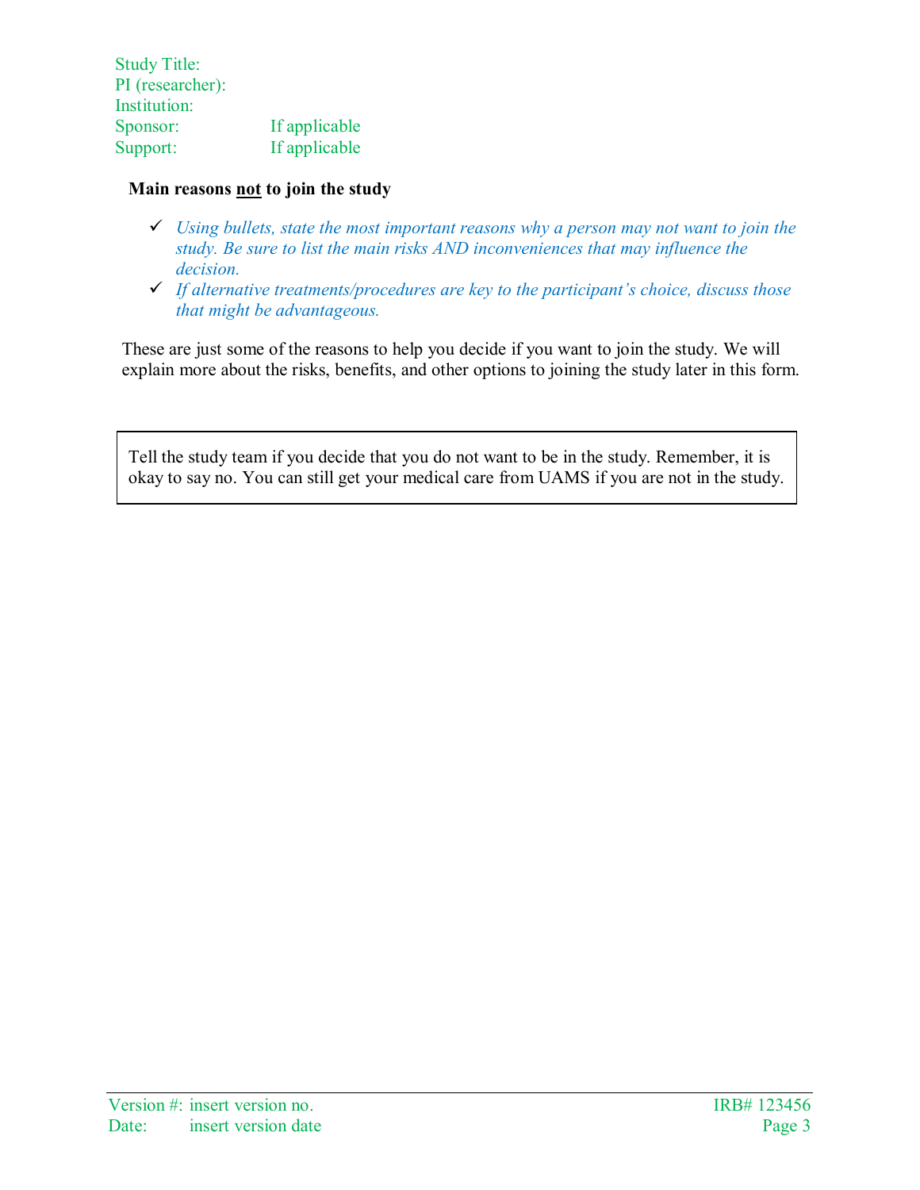**Main reasons not to join the study**

- ✓ *Using bullets, state the most important reasons why a person may not want to join the study. Be sure to list the main risks AND inconveniences that may influence the decision.*
- ✓ *If alternative treatments/procedures are key to the participant's choice, discuss those that might be advantageous.*

These are just some of the reasons to help you decide if you want to join the study. We will explain more about the risks, benefits, and other options to joining the study later in this form.

| Tell the study team if you decide that you do not want to be in the study. Remember, it is okay to say no. You can still get your medical care from UAMS if you are not in the study. |
|---|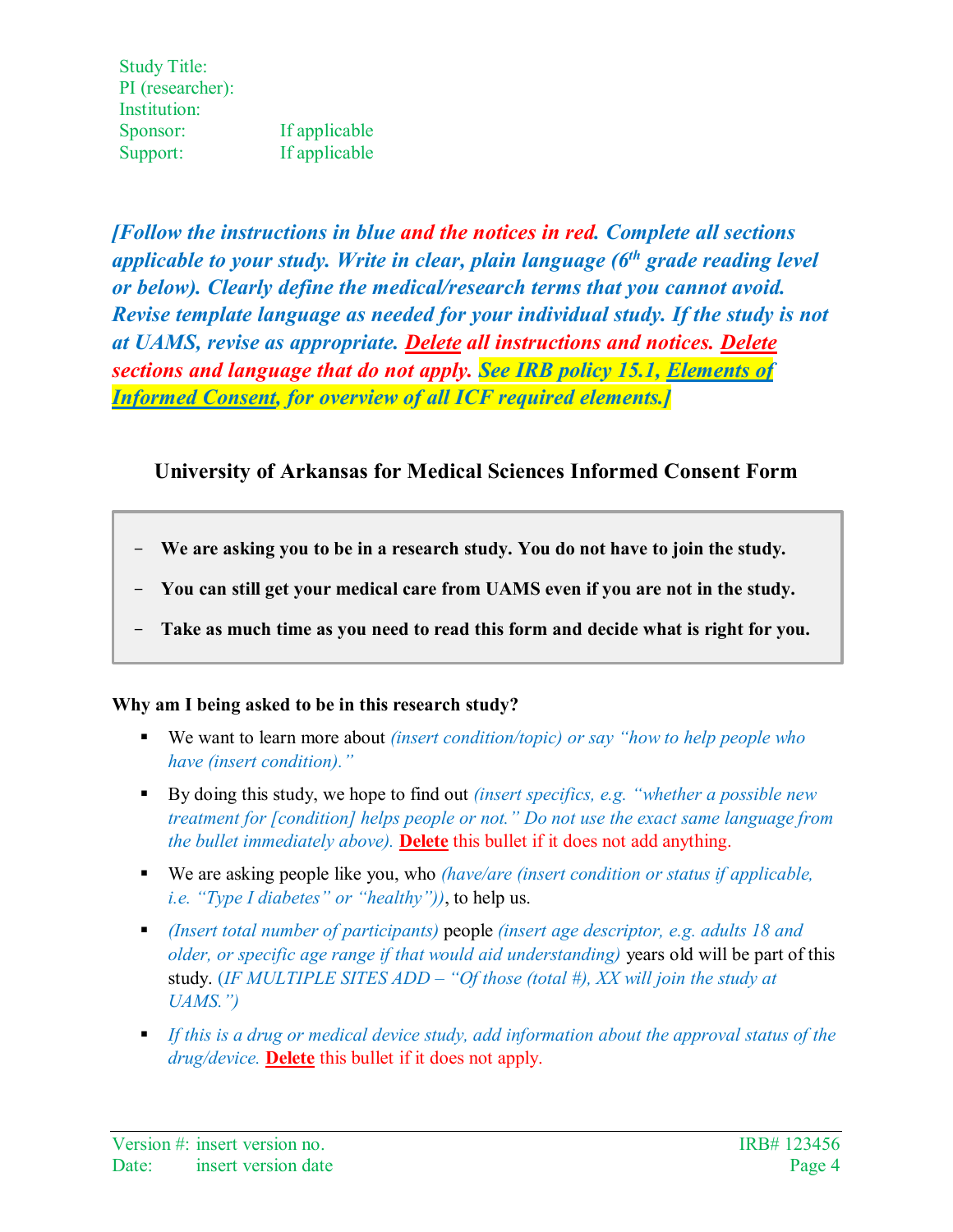Study Title:
PI (researcher):
Institution:
Sponsor: If applicable
Support: If applicable

***[Follow the instructions in blue and the notices in red. Complete all sections applicable to your study. Write in clear, plain language (6th grade reading level or below). Clearly define the medical/research terms that you cannot avoid. Revise template language as needed for your individual study. If the study is not at UAMS, revise as appropriate. Delete all instructions and notices. Delete sections and language that do not apply. See IRB policy 15.1, Elements of Informed Consent, for overview of all ICF required elements.]***

## University of Arkansas for Medical Sciences Informed Consent Form

- **We are asking you to be in a research study. You do not have to join the study.**
- **You can still get your medical care from UAMS even if you are not in the study.**
- **Take as much time as you need to read this form and decide what is right for you.**

**Why am I being asked to be in this research study?**

- We want to learn more about *(insert condition/topic) or say "how to help people who have (insert condition)."*
- By doing this study, we hope to find out *(insert specifics, e.g. "whether a possible new treatment for [condition] helps people or not." Do not use the exact same language from the bullet immediately above).* **Delete** this bullet if it does not add anything.
- We are asking people like you, who *(have/are (insert condition or status if applicable, i.e. "Type I diabetes" or "healthy"))*, to help us.
- *(Insert total number of participants)* people *(insert age descriptor, e.g. adults 18 and older, or specific age range if that would aid understanding)* years old will be part of this study. *(IF MULTIPLE SITES ADD – "Of those (total #), XX will join the study at UAMS.")*
- *If this is a drug or medical device study, add information about the approval status of the drug/device.* **Delete** this bullet if it does not apply.

Version #: insert version no.
Date: insert version date
IRB# 123456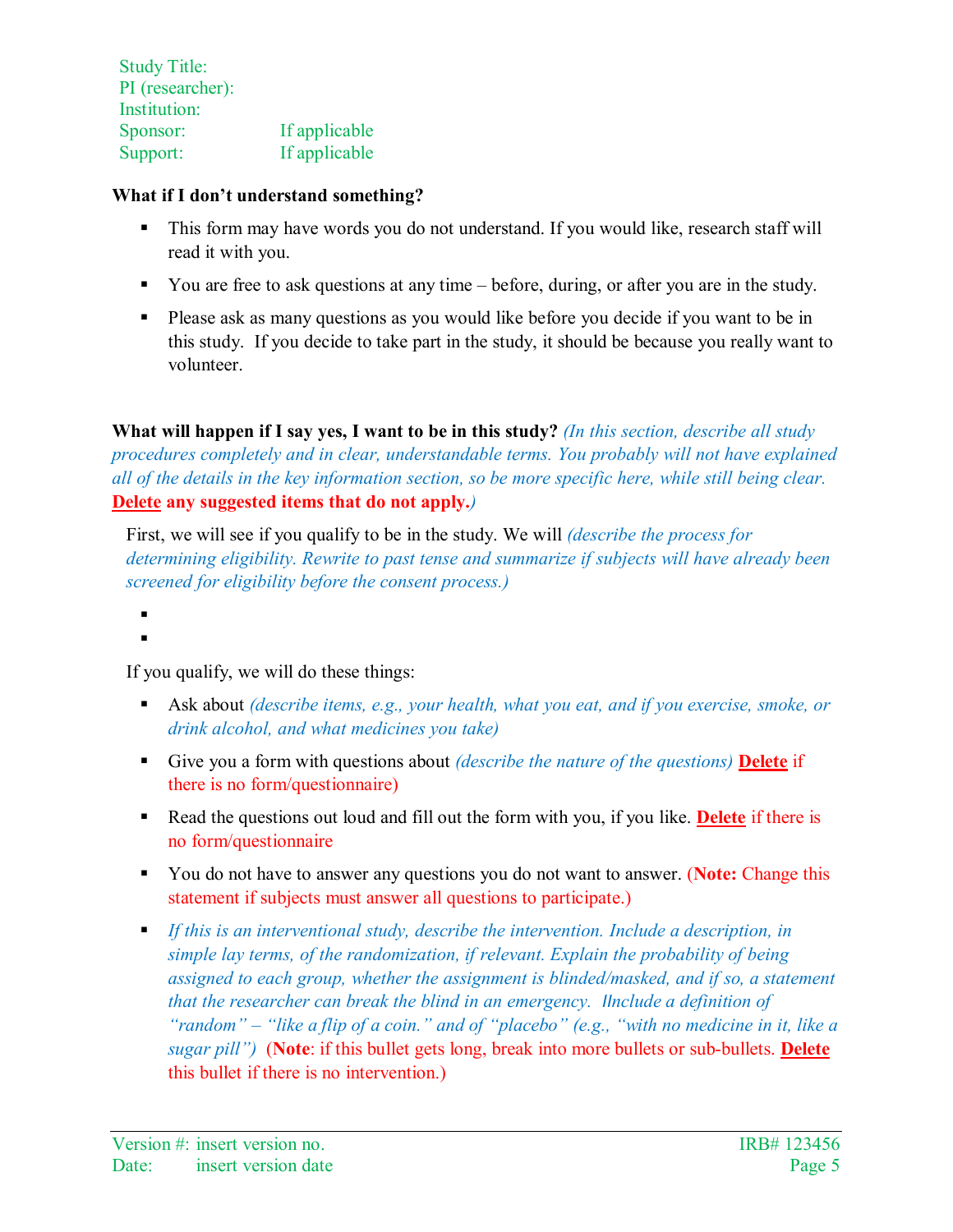Study Title:
PI (researcher):
Institution:
Sponsor: If applicable
Support: If applicable

**What if I don't understand something?**

- This form may have words you do not understand. If you would like, research staff will read it with you.
- You are free to ask questions at any time – before, during, or after you are in the study.
- Please ask as many questions as you would like before you decide if you want to be in this study. If you decide to take part in the study, it should be because you really want to volunteer.

**What will happen if I say yes, I want to be in this study?** *(In this section, describe all study procedures completely and in clear, understandable terms. You probably will not have explained all of the details in the key information section, so be more specific here, while still being clear.* **Delete any suggested items that do not apply.***)*

First, we will see if you qualify to be in the study. We will *(describe the process for determining eligibility. Rewrite to past tense and summarize if subjects will have already been screened for eligibility before the consent process.)*

- 
- 

If you qualify, we will do these things:

- Ask about *(describe items, e.g., your health, what you eat, and if you exercise, smoke, or drink alcohol, and what medicines you take)*
- Give you a form with questions about *(describe the nature of the questions)* **Delete** if there is no form/questionnaire)
- Read the questions out loud and fill out the form with you, if you like. **Delete** if there is no form/questionnaire
- You do not have to answer any questions you do not want to answer. (**Note:** Change this statement if subjects must answer all questions to participate.)
- *If this is an interventional study, describe the intervention. Include a description, in simple lay terms, of the randomization, if relevant. Explain the probability of being assigned to each group, whether the assignment is blinded/masked, and if so, a statement that the researcher can break the blind in an emergency. IInclude a definition of "random" – "like a flip of a coin." and of "placebo" (e.g., "with no medicine in it, like a sugar pill")* (**Note**: if this bullet gets long, break into more bullets or sub-bullets. **Delete** this bullet if there is no intervention.)

Version #: insert version no.
Date: insert version date
IRB# 123456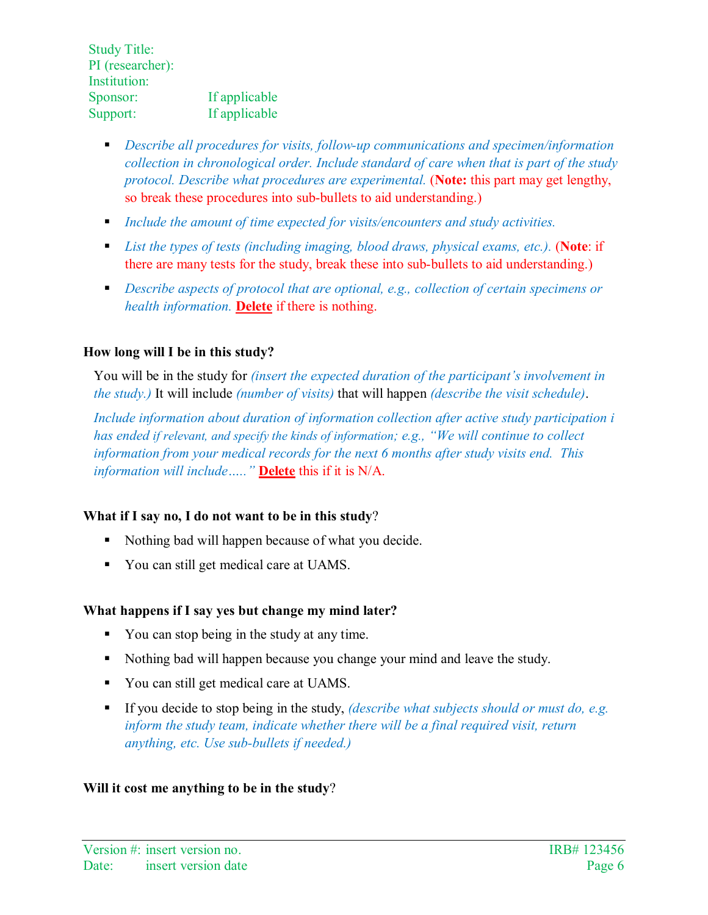Study Title:
PI (researcher):
Institution:
Sponsor: If applicable
Support: If applicable

- *Describe all procedures for visits, follow-up communications and specimen/information collection in chronological order. Include standard of care when that is part of the study protocol. Describe what procedures are experimental.* (**Note:** this part may get lengthy, so break these procedures into sub-bullets to aid understanding.)
- *Include the amount of time expected for visits/encounters and study activities.*
- *List the types of tests (including imaging, blood draws, physical exams, etc.).* (**Note**: if there are many tests for the study, break these into sub-bullets to aid understanding.)
- *Describe aspects of protocol that are optional, e.g., collection of certain specimens or health information.* **Delete** if there is nothing.

**How long will I be in this study?**

You will be in the study for *(insert the expected duration of the participant's involvement in the study.)* It will include *(number of visits)* that will happen *(describe the visit schedule)*.

*Include information about duration of information collection after active study participation i has ended if relevant, and specify the kinds of information; e.g., "We will continue to collect information from your medical records for the next 6 months after study visits end. This information will include….."* **Delete** this if it is N/A.

**What if I say no, I do not want to be in this study**?

- Nothing bad will happen because of what you decide.
- You can still get medical care at UAMS.

**What happens if I say yes but change my mind later?**

- You can stop being in the study at any time.
- Nothing bad will happen because you change your mind and leave the study.
- You can still get medical care at UAMS.
- If you decide to stop being in the study, *(describe what subjects should or must do, e.g. inform the study team, indicate whether there will be a final required visit, return anything, etc. Use sub-bullets if needed.)*

**Will it cost me anything to be in the study**?

Version #: insert version no.
Date: insert version date
IRB# 123456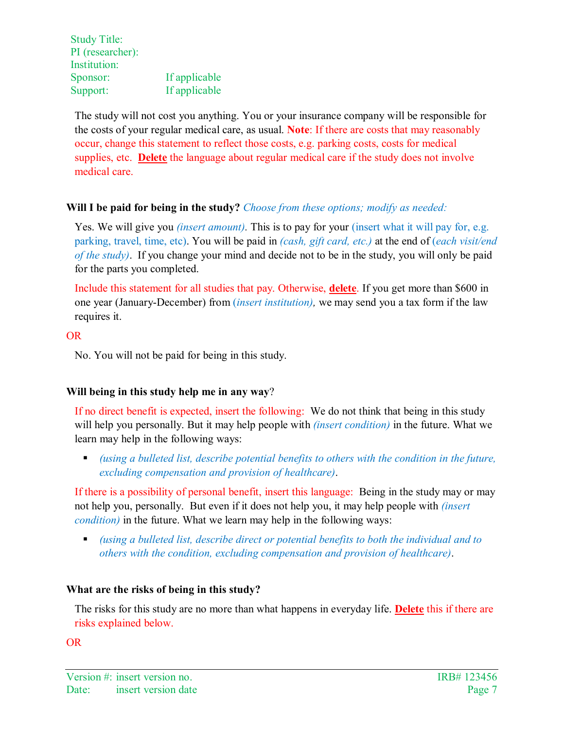Study Title:
PI (researcher):
Institution:
Sponsor: If applicable
Support: If applicable

The study will not cost you anything. You or your insurance company will be responsible for the costs of your regular medical care, as usual. **Note**: If there are costs that may reasonably occur, change this statement to reflect those costs, e.g. parking costs, costs for medical supplies, etc. **Delete** the language about regular medical care if the study does not involve medical care.

**Will I be paid for being in the study?** *Choose from these options; modify as needed:*

Yes. We will give you *(insert amount)*. This is to pay for your (insert what it will pay for, e.g. parking, travel, time, etc). You will be paid in *(cash, gift card, etc.)* at the end of *(each visit/end of the study)*. If you change your mind and decide not to be in the study, you will only be paid for the parts you completed.

Include this statement for all studies that pay. Otherwise, **delete**. If you get more than $600 in one year (January-December) from (*insert institution),* we may send you a tax form if the law requires it.

OR

No. You will not be paid for being in this study.

**Will being in this study help me in any way**?

If no direct benefit is expected, insert the following: We do not think that being in this study will help you personally. But it may help people with *(insert condition)* in the future. What we learn may help in the following ways:

- *(using a bulleted list, describe potential benefits to others with the condition in the future, excluding compensation and provision of healthcare)*.

If there is a possibility of personal benefit, insert this language: Being in the study may or may not help you, personally. But even if it does not help you, it may help people with *(insert condition)* in the future. What we learn may help in the following ways:

- *(using a bulleted list, describe direct or potential benefits to both the individual and to others with the condition, excluding compensation and provision of healthcare)*.

**What are the risks of being in this study?**

The risks for this study are no more than what happens in everyday life. **Delete** this if there are risks explained below.

OR

Version #: insert version no.
Date: insert version date
IRB# 123456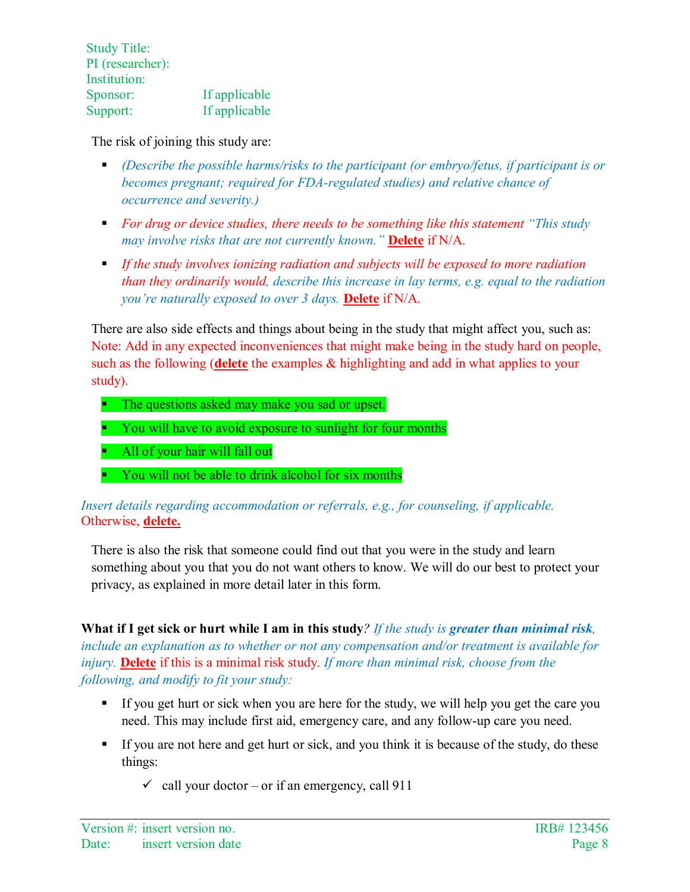Study Title:
PI (researcher):
Institution:
Sponsor: If applicable
Support: If applicable

The risk of joining this study are:

- *(Describe the possible harms/risks to the participant (or embryo/fetus, if participant is or becomes pregnant; required for FDA-regulated studies) and relative chance of occurrence and severity.)*
- *For drug or device studies, there needs to be something like this statement "This study may involve risks that are not currently known."* **Delete** if N/A.
- *If the study involves ionizing radiation and subjects will be exposed to more radiation than they ordinarily would, describe this increase in lay terms, e.g. equal to the radiation you're naturally exposed to over 3 days.* **Delete** if N/A.

There are also side effects and things about being in the study that might affect you, such as: Note: Add in any expected inconveniences that might make being in the study hard on people, such as the following (**delete** the examples & highlighting and add in what applies to your study).

- The questions asked may make you sad or upset.
- You will have to avoid exposure to sunlight for four months
- All of your hair will fall out
- You will not be able to drink alcohol for six months

*Insert details regarding accommodation or referrals, e.g., for counseling, if applicable.* Otherwise, **delete.**

There is also the risk that someone could find out that you were in the study and learn something about you that you do not want others to know. We will do our best to protect your privacy, as explained in more detail later in this form.

**What if I get sick or hurt while I am in this study**? *If the study is **greater than minimal risk**, include an explanation as to whether or not any compensation and/or treatment is available for injury.* **Delete** if this is a minimal risk study. *If more than minimal risk, choose from the following, and modify to fit your study:*

- If you get hurt or sick when you are here for the study, we will help you get the care you need. This may include first aid, emergency care, and any follow-up care you need.
- If you are not here and get hurt or sick, and you think it is because of the study, do these things:
  - ✓ call your doctor – or if an emergency, call 911

Version #: insert version no.
Date: insert version date
IRB# 123456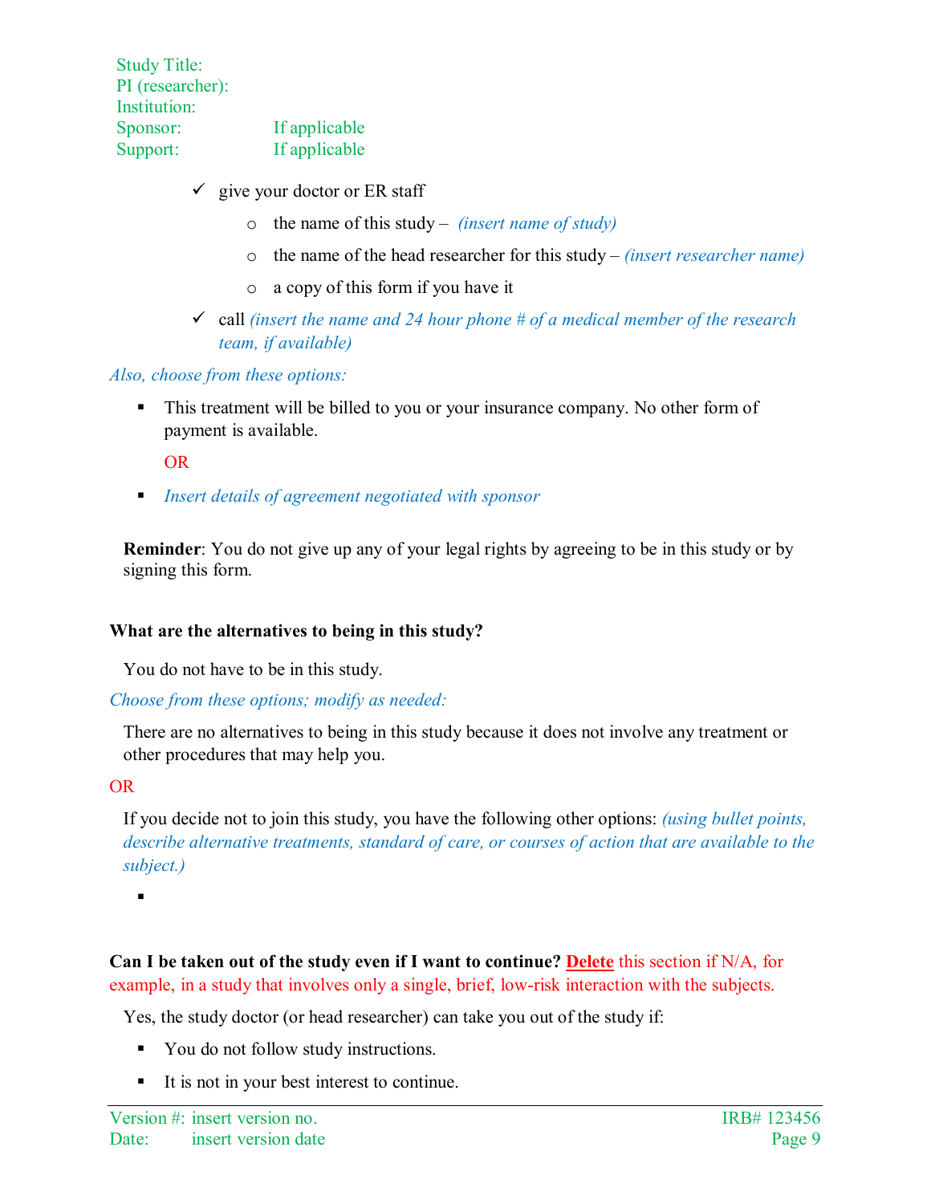Study Title:
PI (researcher):
Institution:
Sponsor: If applicable
Support: If applicable

- ✓ give your doctor or ER staff
  - the name of this study – *(insert name of study)*
  - the name of the head researcher for this study – *(insert researcher name)*
  - a copy of this form if you have it
- ✓ call *(insert the name and 24 hour phone # of a medical member of the research team, if available)*

*Also, choose from these options:*

- This treatment will be billed to you or your insurance company. No other form of payment is available.

  OR

- *Insert details of agreement negotiated with sponsor*

**Reminder**: You do not give up any of your legal rights by agreeing to be in this study or by signing this form.

**What are the alternatives to being in this study?**

You do not have to be in this study.

*Choose from these options; modify as needed:*

There are no alternatives to being in this study because it does not involve any treatment or other procedures that may help you.

OR

If you decide not to join this study, you have the following other options: *(using bullet points, describe alternative treatments, standard of care, or courses of action that are available to the subject.)*

- 

**Can I be taken out of the study even if I want to continue?** **Delete** this section if N/A, for example, in a study that involves only a single, brief, low-risk interaction with the subjects.

Yes, the study doctor (or head researcher) can take you out of the study if:

- You do not follow study instructions.
- It is not in your best interest to continue.

Version #: insert version no.
Date: insert version date

IRB# 123456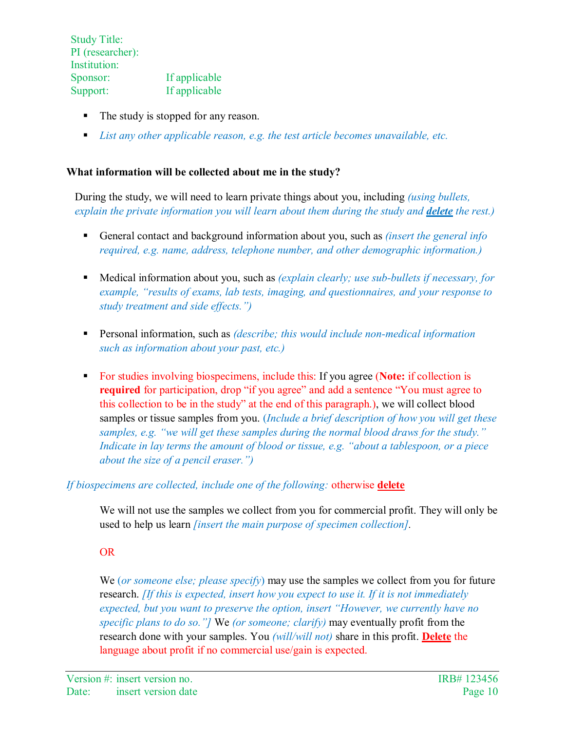Study Title:
PI (researcher):
Institution:
Sponsor: If applicable
Support: If applicable

- The study is stopped for any reason.
- *List any other applicable reason, e.g. the test article becomes unavailable, etc.*

**What information will be collected about me in the study?**

During the study, we will need to learn private things about you, including *(using bullets, explain the private information you will learn about them during the study and **delete** the rest.)*

- General contact and background information about you, such as *(insert the general info required, e.g. name, address, telephone number, and other demographic information.)*

- Medical information about you, such as *(explain clearly; use sub-bullets if necessary, for example, "results of exams, lab tests, imaging, and questionnaires, and your response to study treatment and side effects.")*

- Personal information, such as *(describe; this would include non-medical information such as information about your past, etc.)*

- For studies involving biospecimens, include this: If you agree (**Note:** if collection is **required** for participation, drop "if you agree" and add a sentence "You must agree to this collection to be in the study" at the end of this paragraph.), we will collect blood samples or tissue samples from you. (*Include a brief description of how you will get these samples, e.g. "we will get these samples during the normal blood draws for the study." Indicate in lay terms the amount of blood or tissue, e.g. "about a tablespoon, or a piece about the size of a pencil eraser."*)

*If biospecimens are collected, include one of the following:* otherwise **delete**

We will not use the samples we collect from you for commercial profit. They will only be used to help us learn *[insert the main purpose of specimen collection]*.

OR

We (*or someone else; please specify*) may use the samples we collect from you for future research. *[If this is expected, insert how you expect to use it. If it is not immediately expected, but you want to preserve the option, insert "However, we currently have no specific plans to do so."]* We *(or someone; clarify)* may eventually profit from the research done with your samples. You *(will/will not)* share in this profit. **Delete** the language about profit if no commercial use/gain is expected.

Version #: insert version no.
Date: insert version date
IRB# 123456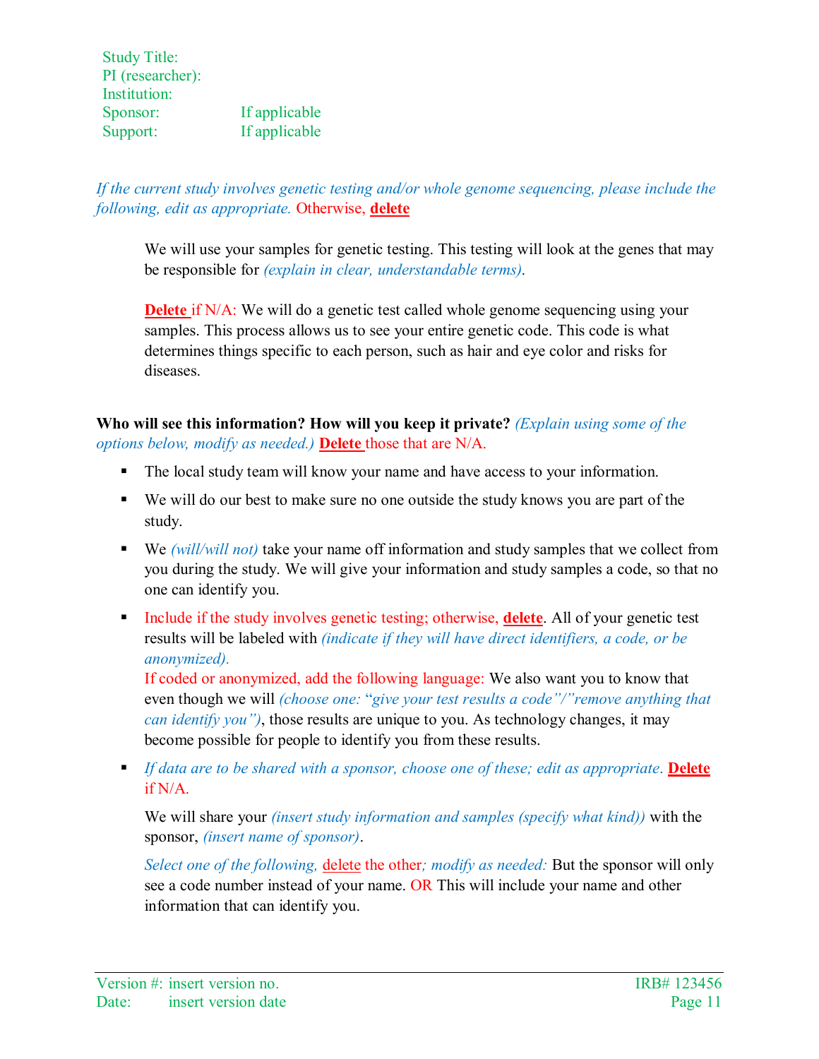Study Title:
PI (researcher):
Institution:
Sponsor: If applicable
Support: If applicable

*If the current study involves genetic testing and/or whole genome sequencing, please include the following, edit as appropriate.* Otherwise, **delete**

> We will use your samples for genetic testing. This testing will look at the genes that may be responsible for *(explain in clear, understandable terms).*
>
> **Delete** if N/A: We will do a genetic test called whole genome sequencing using your samples. This process allows us to see your entire genetic code. This code is what determines things specific to each person, such as hair and eye color and risks for diseases.

**Who will see this information? How will you keep it private?** *(Explain using some of the options below, modify as needed.)* **Delete** those that are N/A.

- The local study team will know your name and have access to your information.
- We will do our best to make sure no one outside the study knows you are part of the study.
- We *(will/will not)* take your name off information and study samples that we collect from you during the study. We will give your information and study samples a code, so that no one can identify you.
- Include if the study involves genetic testing; otherwise, **delete**. All of your genetic test results will be labeled with *(indicate if they will have direct identifiers, a code, or be anonymized).*
  If coded or anonymized, add the following language: We also want you to know that even though we will *(choose one: "give your test results a code"/"remove anything that can identify you")*, those results are unique to you. As technology changes, it may become possible for people to identify you from these results.
- *If data are to be shared with a sponsor, choose one of these; edit as appropriate.* **Delete** if N/A.

  We will share your *(insert study information and samples (specify what kind))* with the sponsor, *(insert name of sponsor)*.

  *Select one of the following,* delete the other*; modify as needed:* But the sponsor will only see a code number instead of your name. OR This will include your name and other information that can identify you.

Version #: insert version no. IRB# 123456
Date: insert version date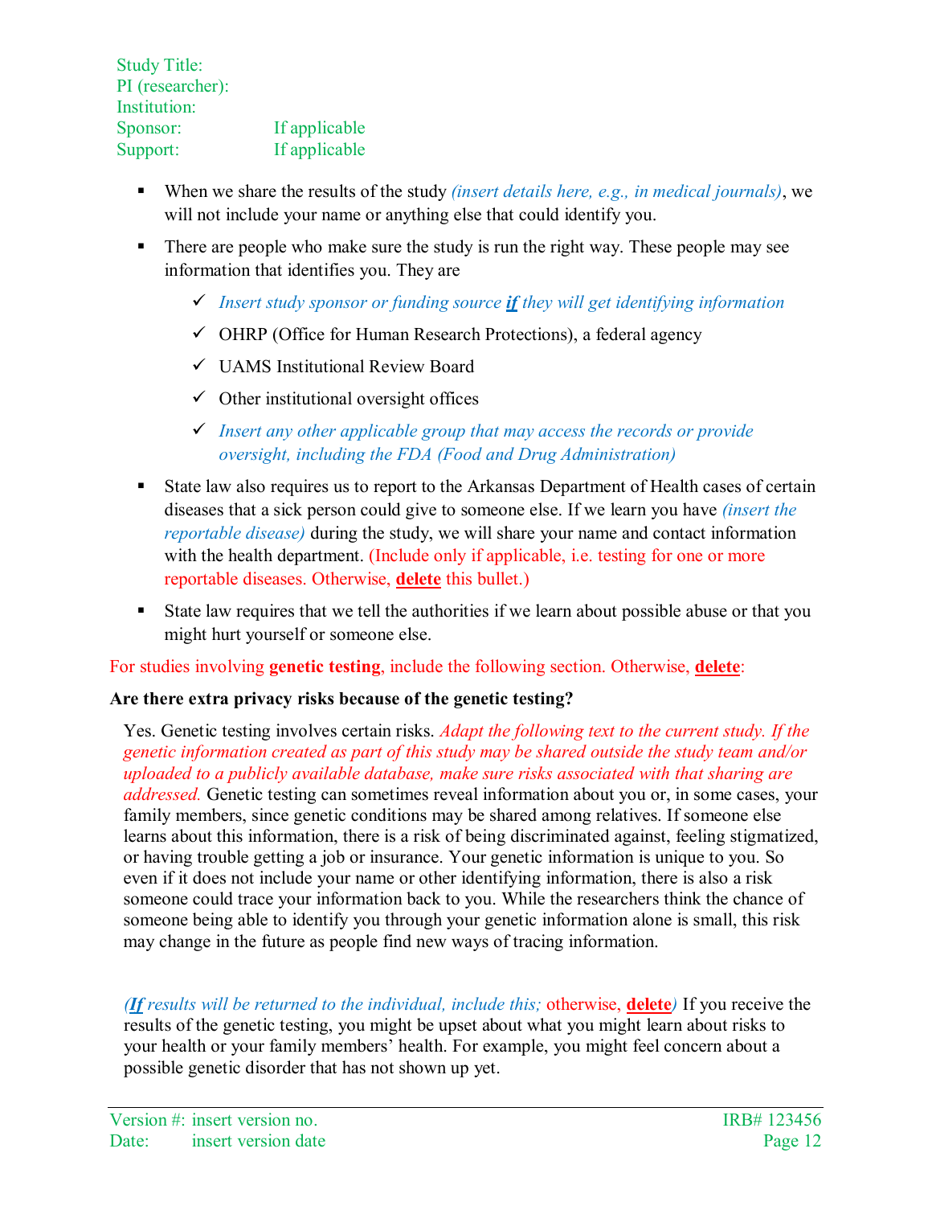Study Title:
PI (researcher):
Institution:
Sponsor: If applicable
Support: If applicable

- When we share the results of the study *(insert details here, e.g., in medical journals)*, we will not include your name or anything else that could identify you.
- There are people who make sure the study is run the right way. These people may see information that identifies you. They are
  - ✓ *Insert study sponsor or funding source* ***if*** *they will get identifying information*
  - ✓ OHRP (Office for Human Research Protections), a federal agency
  - ✓ UAMS Institutional Review Board
  - ✓ Other institutional oversight offices
  - ✓ *Insert any other applicable group that may access the records or provide oversight, including the FDA (Food and Drug Administration)*
- State law also requires us to report to the Arkansas Department of Health cases of certain diseases that a sick person could give to someone else. If we learn you have *(insert the reportable disease)* during the study, we will share your name and contact information with the health department. (Include only if applicable, i.e. testing for one or more reportable diseases. Otherwise, **delete** this bullet.)
- State law requires that we tell the authorities if we learn about possible abuse or that you might hurt yourself or someone else.

For studies involving **genetic testing**, include the following section. Otherwise, **delete**:

**Are there extra privacy risks because of the genetic testing?**

Yes. Genetic testing involves certain risks. *Adapt the following text to the current study. If the genetic information created as part of this study may be shared outside the study team and/or uploaded to a publicly available database, make sure risks associated with that sharing are addressed.* Genetic testing can sometimes reveal information about you or, in some cases, your family members, since genetic conditions may be shared among relatives. If someone else learns about this information, there is a risk of being discriminated against, feeling stigmatized, or having trouble getting a job or insurance. Your genetic information is unique to you. So even if it does not include your name or other identifying information, there is also a risk someone could trace your information back to you. While the researchers think the chance of someone being able to identify you through your genetic information alone is small, this risk may change in the future as people find new ways of tracing information.

*(**If** results will be returned to the individual, include this;* otherwise, **delete***)* If you receive the results of the genetic testing, you might be upset about what you might learn about risks to your health or your family members' health. For example, you might feel concern about a possible genetic disorder that has not shown up yet.

Version #: insert version no. IRB# 123456
Date: insert version date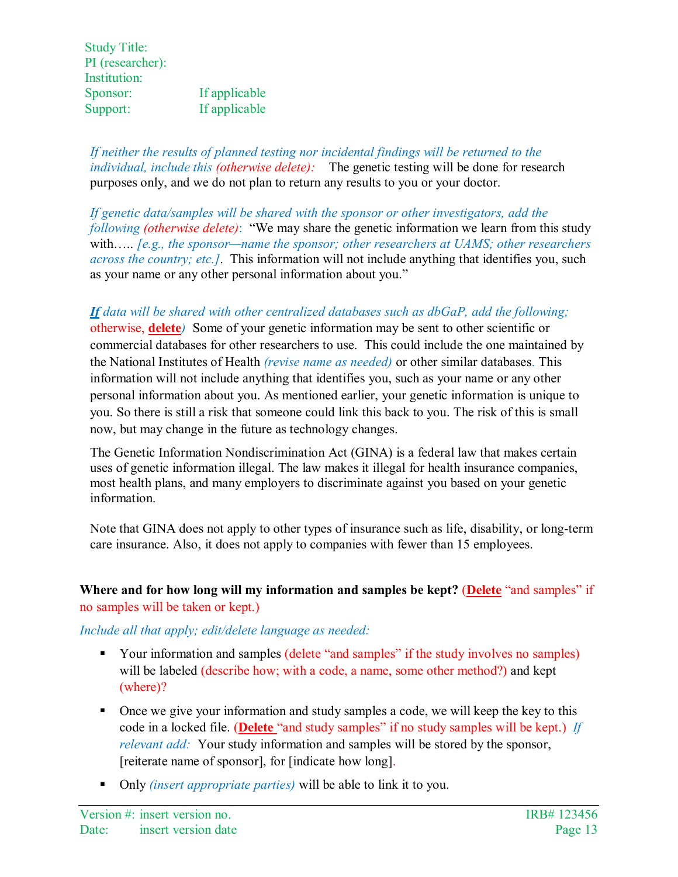Study Title:
PI (researcher):
Institution:
Sponsor: If applicable
Support: If applicable

*If neither the results of planned testing nor incidental findings will be returned to the individual, include this (otherwise delete):* The genetic testing will be done for research purposes only, and we do not plan to return any results to you or your doctor.

*If genetic data/samples will be shared with the sponsor or other investigators, add the following (otherwise delete)*: "We may share the genetic information we learn from this study with….. *[e.g., the sponsor—name the sponsor; other researchers at UAMS; other researchers across the country; etc.]*. This information will not include anything that identifies you, such as your name or any other personal information about you."

***If*** *data will be shared with other centralized databases such as dbGaP, add the following; otherwise,* **delete***)* Some of your genetic information may be sent to other scientific or commercial databases for other researchers to use. This could include the one maintained by the National Institutes of Health *(revise name as needed)* or other similar databases. This information will not include anything that identifies you, such as your name or any other personal information about you. As mentioned earlier, your genetic information is unique to you. So there is still a risk that someone could link this back to you. The risk of this is small now, but may change in the future as technology changes.

The Genetic Information Nondiscrimination Act (GINA) is a federal law that makes certain uses of genetic information illegal. The law makes it illegal for health insurance companies, most health plans, and many employers to discriminate against you based on your genetic information.

Note that GINA does not apply to other types of insurance such as life, disability, or long-term care insurance. Also, it does not apply to companies with fewer than 15 employees.

**Where and for how long will my information and samples be kept?** (**Delete** "and samples" if no samples will be taken or kept.)

*Include all that apply; edit/delete language as needed:*

- Your information and samples (delete "and samples" if the study involves no samples) will be labeled (describe how; with a code, a name, some other method?) and kept (where)?
- Once we give your information and study samples a code, we will keep the key to this code in a locked file. (**Delete** "and study samples" if no study samples will be kept.) *If relevant add:* Your study information and samples will be stored by the sponsor, [reiterate name of sponsor], for [indicate how long].
- Only *(insert appropriate parties)* will be able to link it to you.

Version #: insert version no.
Date: insert version date
IRB# 123456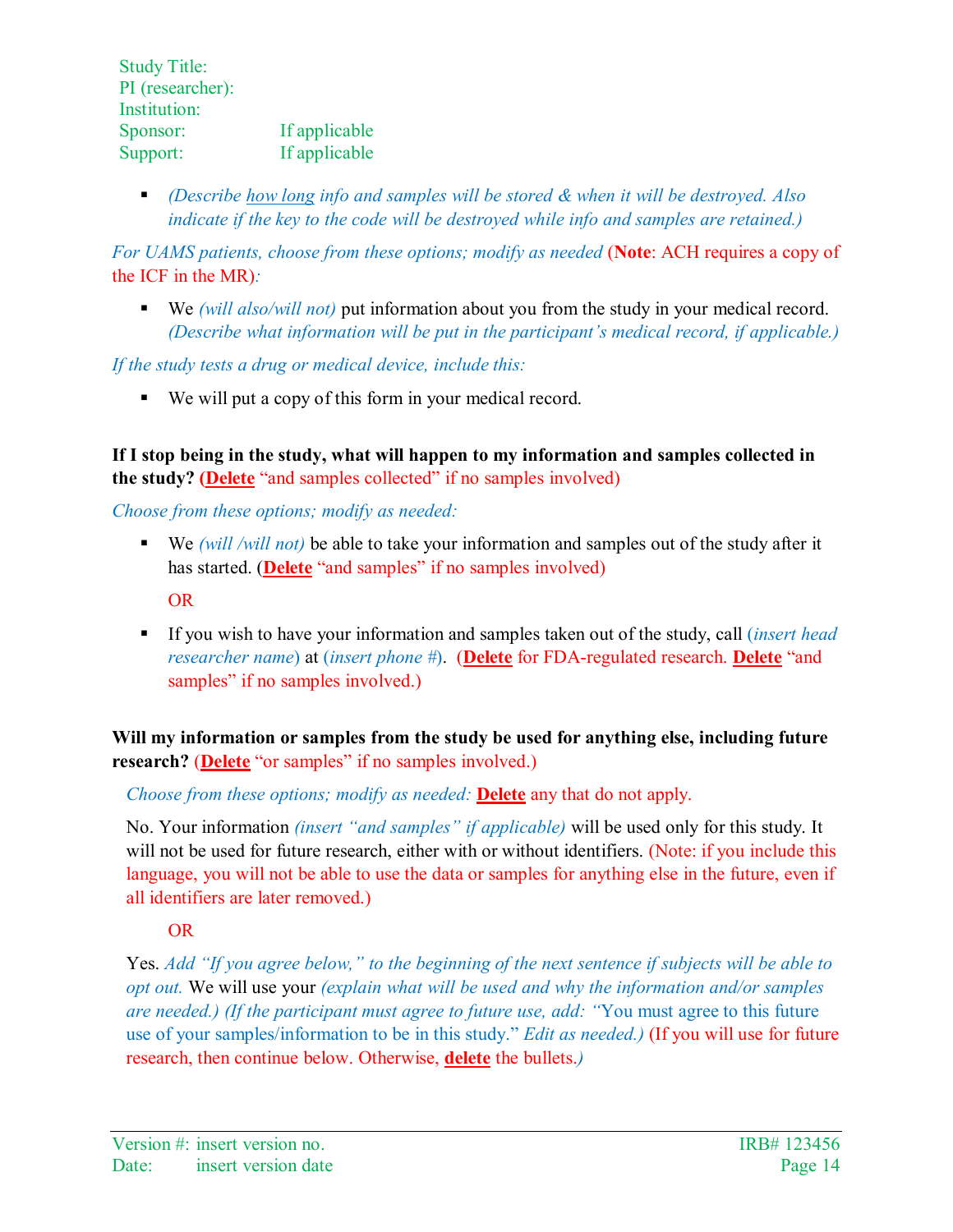Study Title:
PI (researcher):
Institution:
Sponsor: If applicable
Support: If applicable

- *(Describe how long info and samples will be stored & when it will be destroyed. Also indicate if the key to the code will be destroyed while info and samples are retained.)*

*For UAMS patients, choose from these options; modify as needed* (**Note**: ACH requires a copy of the ICF in the MR)*:*

- We *(will also/will not)* put information about you from the study in your medical record. *(Describe what information will be put in the participant's medical record, if applicable.)*

*If the study tests a drug or medical device, include this:*

- We will put a copy of this form in your medical record.

**If I stop being in the study, what will happen to my information and samples collected in the study? (Delete** "and samples collected" if no samples involved)

*Choose from these options; modify as needed:*

- We *(will /will not)* be able to take your information and samples out of the study after it has started. (**Delete** "and samples" if no samples involved)

  OR

- If you wish to have your information and samples taken out of the study, call (*insert head researcher name*) at (*insert phone #*). (**Delete** for FDA-regulated research. **Delete** "and samples" if no samples involved.)

**Will my information or samples from the study be used for anything else, including future research?** (**Delete** "or samples" if no samples involved.)

*Choose from these options; modify as needed:* **Delete** any that do not apply.

No. Your information *(insert "and samples" if applicable)* will be used only for this study. It will not be used for future research, either with or without identifiers. (Note: if you include this language, you will not be able to use the data or samples for anything else in the future, even if all identifiers are later removed.)

OR

Yes. *Add "If you agree below," to the beginning of the next sentence if subjects will be able to opt out.* We will use your *(explain what will be used and why the information and/or samples are needed.) (If the participant must agree to future use, add: "*You must agree to this future use of your samples/information to be in this study." *Edit as needed.)* (If you will use for future research, then continue below. Otherwise, **delete** the bullets.*)*

Version #: insert version no. IRB# 123456
Date: insert version date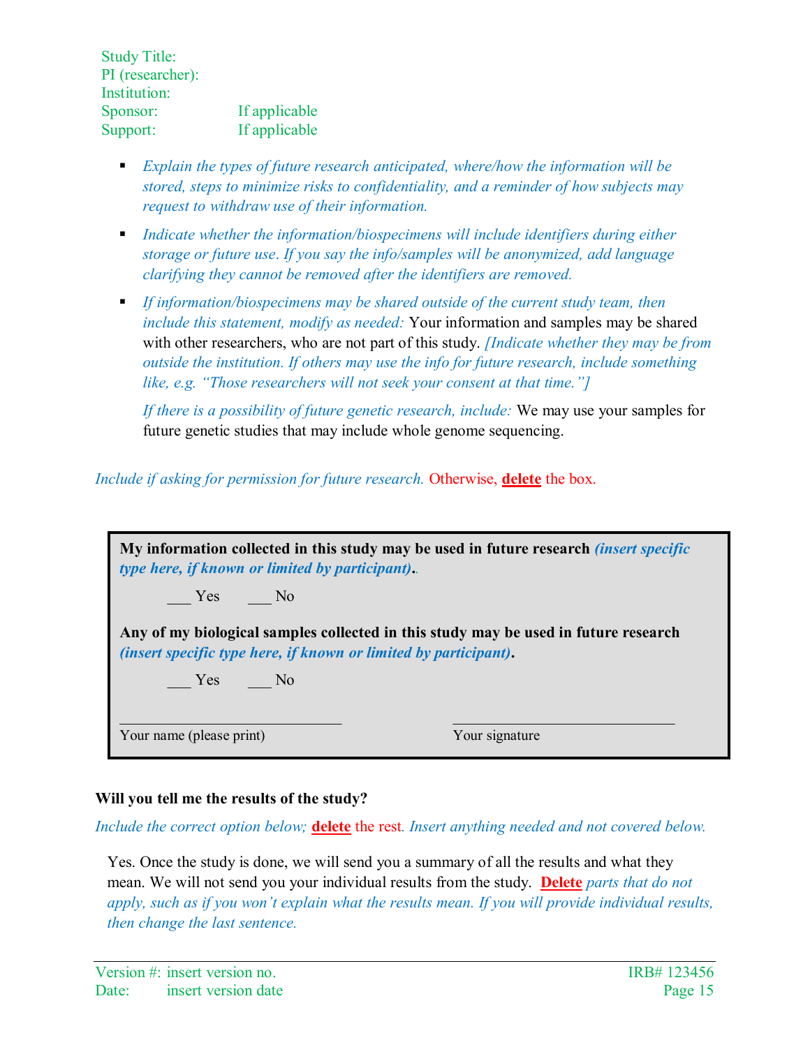Study Title:
PI (researcher):
Institution:
Sponsor: If applicable
Support: If applicable

- *Explain the types of future research anticipated, where/how the information will be stored, steps to minimize risks to confidentiality, and a reminder of how subjects may request to withdraw use of their information.*
- *Indicate whether the information/biospecimens will include identifiers during either storage or future use. If you say the info/samples will be anonymized, add language clarifying they cannot be removed after the identifiers are removed.*
- *If information/biospecimens may be shared outside of the current study team, then include this statement, modify as needed:* Your information and samples may be shared with other researchers, who are not part of this study. *[Indicate whether they may be from outside the institution. If others may use the info for future research, include something like, e.g. "Those researchers will not seek your consent at that time."]*

  *If there is a possibility of future genetic research, include:* We may use your samples for future genetic studies that may include whole genome sequencing.

*Include if asking for permission for future research.* Otherwise, **delete** the box.

**My information collected in this study may be used in future research *(insert specific type here, if known or limited by participant)*.**.

___ Yes ___ No

**Any of my biological samples collected in this study may be used in future research *(insert specific type here, if known or limited by participant)*.**

___ Yes ___ No

_______________________________ _______________________________
Your name (please print) Your signature

**Will you tell me the results of the study?**

*Include the correct option below;* **delete** the rest. *Insert anything needed and not covered below.*

Yes. Once the study is done, we will send you a summary of all the results and what they mean. We will not send you your individual results from the study. **Delete** *parts that do not apply, such as if you won't explain what the results mean. If you will provide individual results, then change the last sentence.*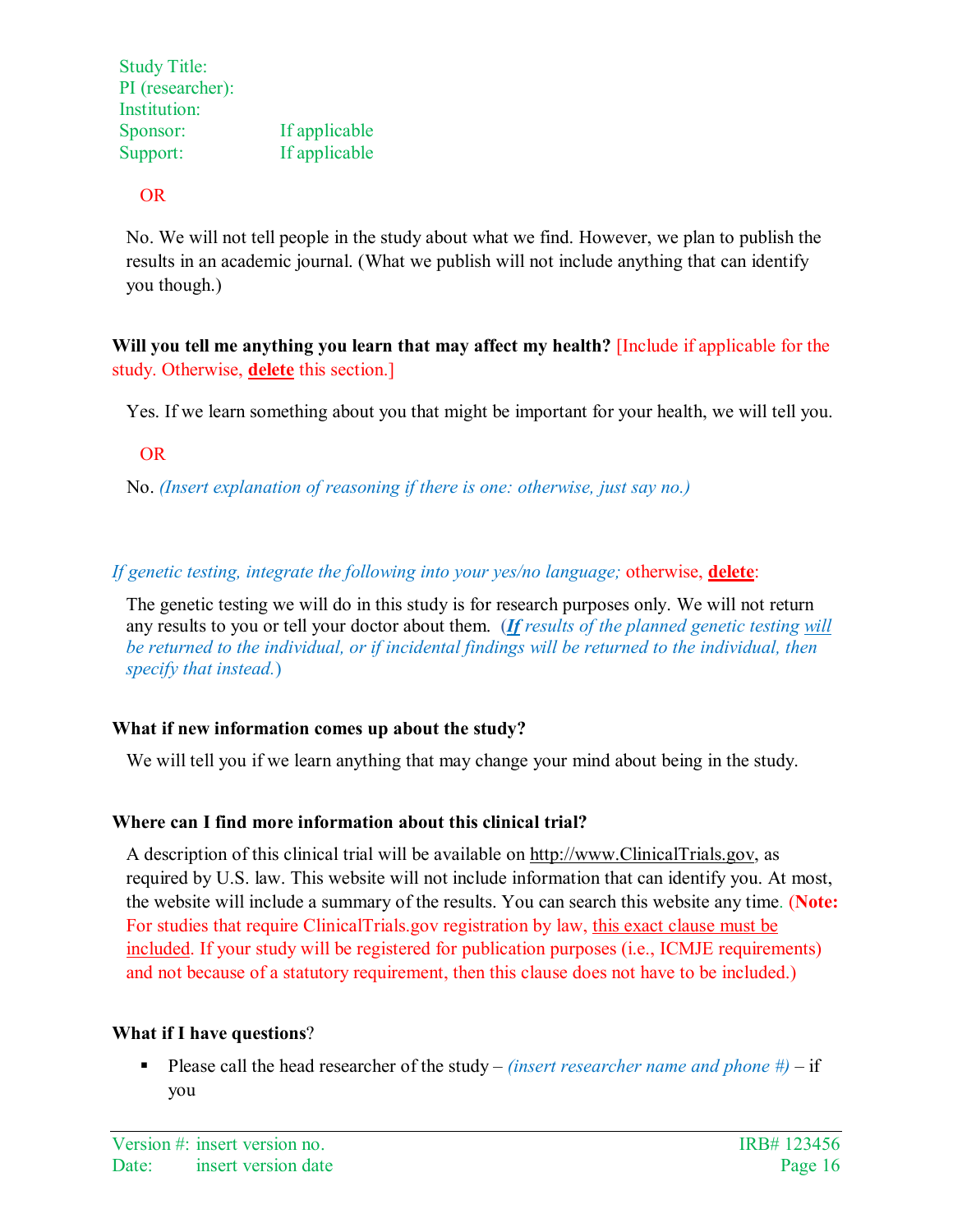OR

No. We will not tell people in the study about what we find. However, we plan to publish the results in an academic journal. (What we publish will not include anything that can identify you though.)

**Will you tell me anything you learn that may affect my health?** [Include if applicable for the study. Otherwise, **delete** this section.]

Yes. If we learn something about you that might be important for your health, we will tell you.

OR

No. *(Insert explanation of reasoning if there is one: otherwise, just say no.)*

*If genetic testing, integrate the following into your yes/no language;* otherwise, **delete**:

The genetic testing we will do in this study is for research purposes only. We will not return any results to you or tell your doctor about them. (***If*** *results of the planned genetic testing will be returned to the individual, or if incidental findings will be returned to the individual, then specify that instead.*)

**What if new information comes up about the study?**

We will tell you if we learn anything that may change your mind about being in the study.

**Where can I find more information about this clinical trial?**

A description of this clinical trial will be available on http://www.ClinicalTrials.gov, as required by U.S. law. This website will not include information that can identify you. At most, the website will include a summary of the results. You can search this website any time. (**Note:** For studies that require ClinicalTrials.gov registration by law, this exact clause must be included. If your study will be registered for publication purposes (i.e., ICMJE requirements) and not because of a statutory requirement, then this clause does not have to be included.)

**What if I have questions?**

- Please call the head researcher of the study – *(insert researcher name and phone #)* – if you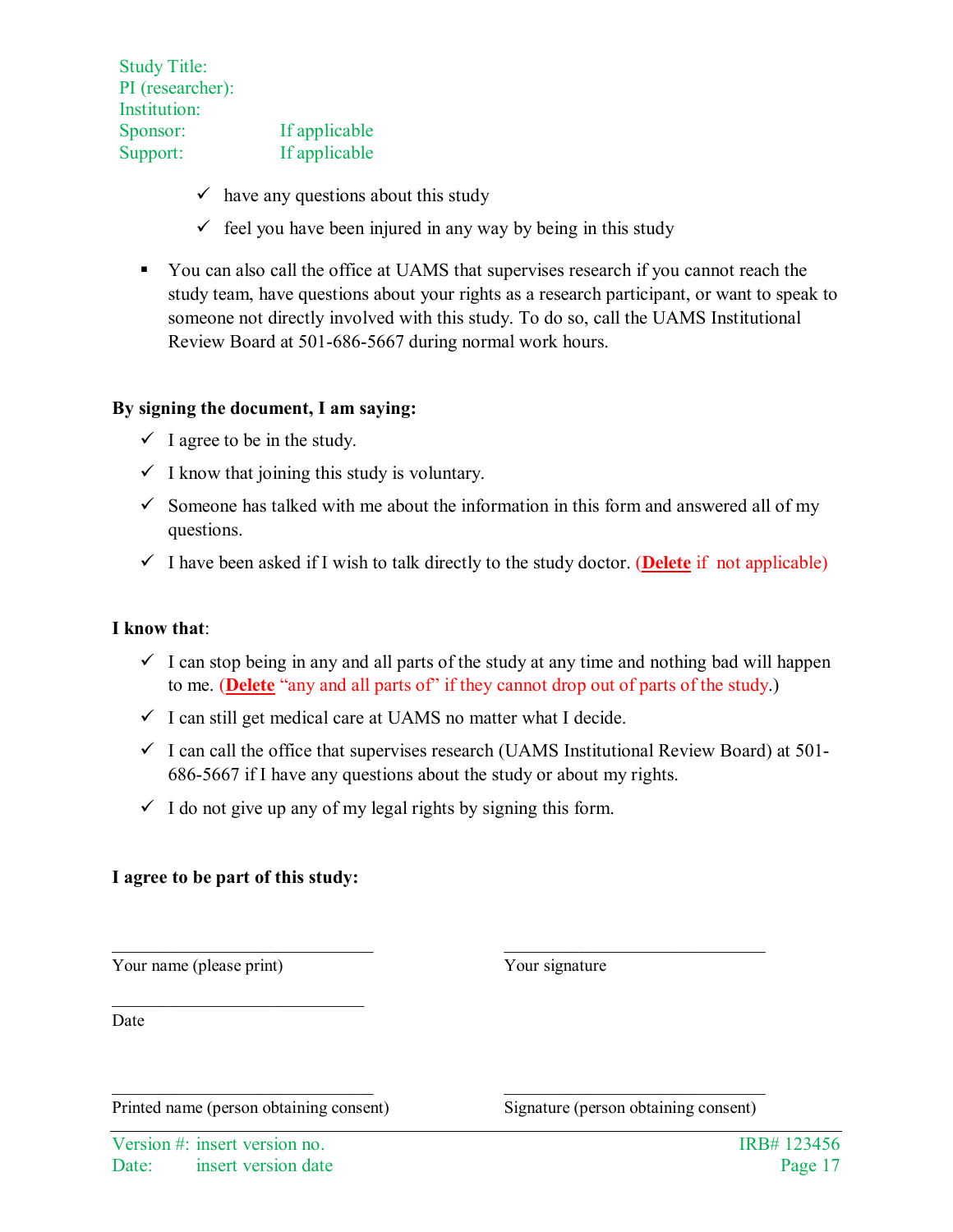- ✓ have any questions about this study
- ✓ feel you have been injured in any way by being in this study

▪ You can also call the office at UAMS that supervises research if you cannot reach the study team, have questions about your rights as a research participant, or want to speak to someone not directly involved with this study. To do so, call the UAMS Institutional Review Board at 501-686-5667 during normal work hours.

**By signing the document, I am saying:**

- ✓ I agree to be in the study.
- ✓ I know that joining this study is voluntary.
- ✓ Someone has talked with me about the information in this form and answered all of my questions.
- ✓ I have been asked if I wish to talk directly to the study doctor. (**Delete** if not applicable)

**I know that**:

- ✓ I can stop being in any and all parts of the study at any time and nothing bad will happen to me. (**Delete** "any and all parts of" if they cannot drop out of parts of the study.)
- ✓ I can still get medical care at UAMS no matter what I decide.
- ✓ I can call the office that supervises research (UAMS Institutional Review Board) at 501-686-5667 if I have any questions about the study or about my rights.
- ✓ I do not give up any of my legal rights by signing this form.

**I agree to be part of this study:**

______________________________ ______________________________
Your name (please print) Your signature

______________________________
Date

______________________________ ______________________________
Printed name (person obtaining consent) Signature (person obtaining consent)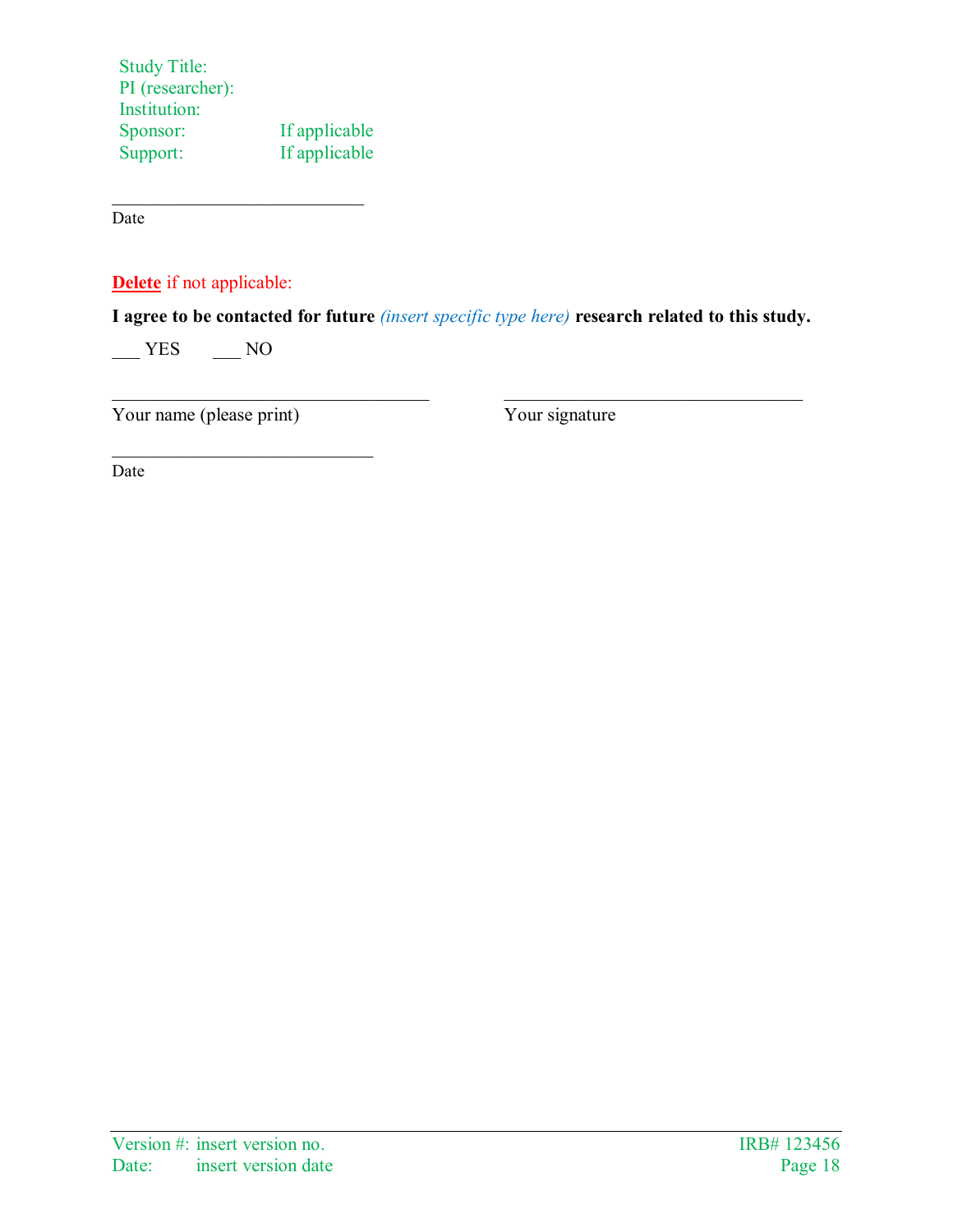Study Title:
PI (researcher):
Institution:
Sponsor: If applicable
Support: If applicable

\_\_\_\_\_\_\_\_\_\_\_\_\_\_\_\_\_\_\_\_\_\_\_\_\_\_\_\_
Date

**Delete** if not applicable:

**I agree to be contacted for future** *(insert specific type here)* **research related to this study.**

\_\_\_ YES \_\_\_ NO

\_\_\_\_\_\_\_\_\_\_\_\_\_\_\_\_\_\_\_\_\_\_\_\_\_\_\_\_\_\_\_\_\_\_\_
Your name (please print)

\_\_\_\_\_\_\_\_\_\_\_\_\_\_\_\_\_\_\_\_\_\_\_\_\_\_\_\_\_\_\_\_\_
Your signature

\_\_\_\_\_\_\_\_\_\_\_\_\_\_\_\_\_\_\_\_\_\_\_\_\_\_\_\_\_
Date